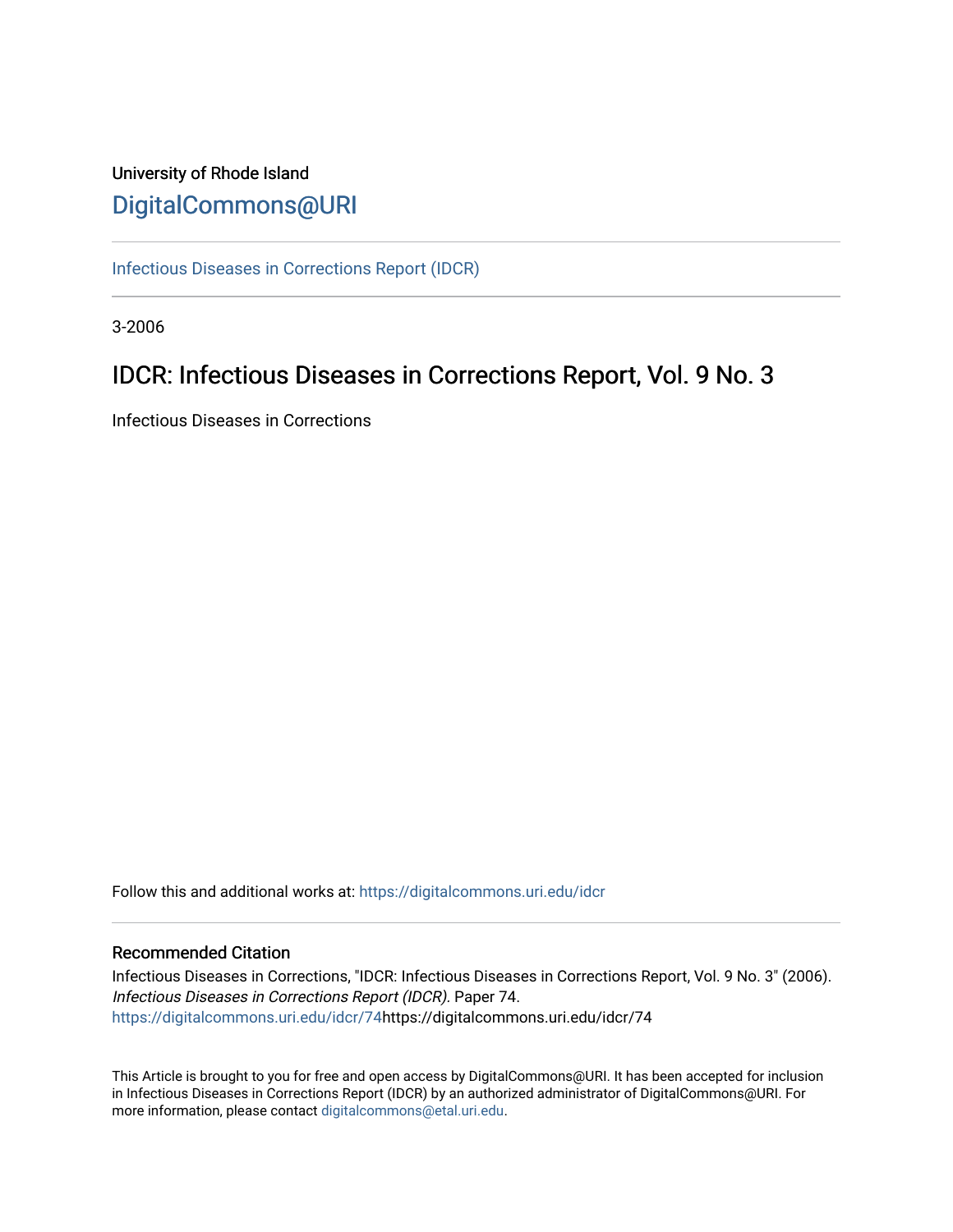University of Rhode Island

# DigitalCommons@URI

Infectious Diseases in Corrections Report (IDCR)

3-2006

## IDCR: Infectious Diseases in Corrections Report, Vol. 9 No. 3

Infectious Diseases in Corrections

Follow this and additional works at: https://digitalcommons.uri.edu/idcr

### Recommended Citation

Infectious Diseases in Corrections, "IDCR: Infectious Diseases in Corrections Report, Vol. 9 No. 3" (2006). *Infectious Diseases in Corrections Report (IDCR)*. Paper 74.
https://digitalcommons.uri.edu/idcr/74https://digitalcommons.uri.edu/idcr/74

This Article is brought to you for free and open access by DigitalCommons@URI. It has been accepted for inclusion in Infectious Diseases in Corrections Report (IDCR) by an authorized administrator of DigitalCommons@URI. For more information, please contact digitalcommons@etal.uri.edu.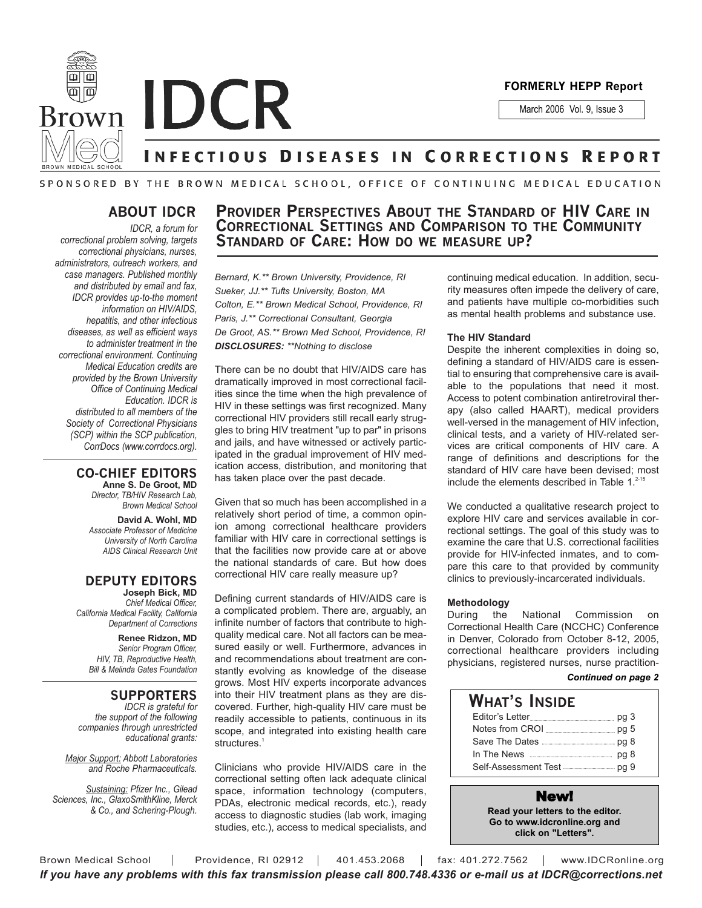# IDCR

**FORMERLY HEPP Report**

March 2006 Vol. 9, Issue 3

## INFECTIOUS DISEASES IN CORRECTIONS REPORT

SPONSORED BY THE BROWN MEDICAL SCHOOL, OFFICE OF CONTINUING MEDICAL EDUCATION

### ABOUT IDCR

*IDCR, a forum for correctional problem solving, targets correctional physicians, nurses, administrators, outreach workers, and case managers. Published monthly and distributed by email and fax, IDCR provides up-to-the moment information on HIV/AIDS, hepatitis, and other infectious diseases, as well as efficient ways to administer treatment in the correctional environment. Continuing Medical Education credits are provided by the Brown University Office of Continuing Medical Education. IDCR is distributed to all members of the Society of Correctional Physicians (SCP) within the SCP publication, CorrDocs (www.corrdocs.org).*

### CO-CHIEF EDITORS

**Anne S. De Groot, MD**
*Director, TB/HIV Research Lab, Brown Medical School*

**David A. Wohl, MD**
*Associate Professor of Medicine University of North Carolina AIDS Clinical Research Unit*

### DEPUTY EDITORS

**Joseph Bick, MD**
*Chief Medical Officer, California Medical Facility, California Department of Corrections*

**Renee Ridzon, MD**
*Senior Program Officer, HIV, TB, Reproductive Health, Bill & Melinda Gates Foundation*

### SUPPORTERS

*IDCR is grateful for the support of the following companies through unrestricted educational grants:*

*Major Support: Abbott Laboratories and Roche Pharmaceuticals.*

*Sustaining: Pfizer Inc., Gilead Sciences, Inc., GlaxoSmithKline, Merck & Co., and Schering-Plough.*

## PROVIDER PERSPECTIVES ABOUT THE STANDARD OF HIV CARE IN CORRECTIONAL SETTINGS AND COMPARISON TO THE COMMUNITY STANDARD OF CARE: HOW DO WE MEASURE UP?

*Bernard, K.\*\* Brown University, Providence, RI*
*Sueker, JJ.\*\* Tufts University, Boston, MA*
*Colton, E.\*\* Brown Medical School, Providence, RI*
*Paris, J.\*\* Correctional Consultant, Georgia*
*De Groot, AS.\*\* Brown Med School, Providence, RI*
***DISCLOSURES:** \*\*Nothing to disclose*

There can be no doubt that HIV/AIDS care has dramatically improved in most correctional facilities since the time when the high prevalence of HIV in these settings was first recognized. Many correctional HIV providers still recall early struggles to bring HIV treatment "up to par" in prisons and jails, and have witnessed or actively participated in the gradual improvement of HIV medication access, distribution, and monitoring that has taken place over the past decade.

Given that so much has been accomplished in a relatively short period of time, a common opinion among correctional healthcare providers familiar with HIV care in correctional settings is that the facilities now provide care at or above the national standards of care. But how does correctional HIV care really measure up?

Defining current standards of HIV/AIDS care is a complicated problem. There are, arguably, an infinite number of factors that contribute to high-quality medical care. Not all factors can be measured easily or well. Furthermore, advances in and recommendations about treatment are constantly evolving as knowledge of the disease grows. Most HIV experts incorporate advances into their HIV treatment plans as they are discovered. Further, high-quality HIV care must be readily accessible to patients, continuous in its scope, and integrated into existing health care structures.[1]

Clinicians who provide HIV/AIDS care in the correctional setting often lack adequate clinical space, information technology (computers, PDAs, electronic medical records, etc.), ready access to diagnostic studies (lab work, imaging studies, etc.), access to medical specialists, and continuing medical education. In addition, security measures often impede the delivery of care, and patients have multiple co-morbidities such as mental health problems and substance use.

**The HIV Standard**

Despite the inherent complexities in doing so, defining a standard of HIV/AIDS care is essential to ensuring that comprehensive care is available to the populations that need it most. Access to potent combination antiretroviral therapy (also called HAART), medical providers well-versed in the management of HIV infection, clinical tests, and a variety of HIV-related services are critical components of HIV care. A range of definitions and descriptions for the standard of HIV care have been devised; most include the elements described in Table 1.[2-15]

We conducted a qualitative research project to explore HIV care and services available in correctional settings. The goal of this study was to examine the care that U.S. correctional facilities provide for HIV-infected inmates, and to compare this care to that provided by community clinics to previously-incarcerated individuals.

**Methodology**

During the National Commission on Correctional Health Care (NCCHC) Conference in Denver, Colorado from October 8-12, 2005, correctional healthcare providers including physicians, registered nurses, nurse practition-

***Continued on page 2***

### WHAT'S INSIDE

| | |
|---|---|
| Editor's Letter | pg 3 |
| Notes from CROI | pg 5 |
| Save The Dates | pg 8 |
| In The News | pg 8 |
| Self-Assessment Test | pg 9 |

**New!**

**Read your letters to the editor. Go to www.idcronline.org and click on "Letters".**

Brown Medical School | Providence, RI 02912 | 401.453.2068 | fax: 401.272.7562 | www.IDCRonline.org

*If you have any problems with this fax transmission please call 800.748.4336 or e-mail us at IDCR@corrections.net*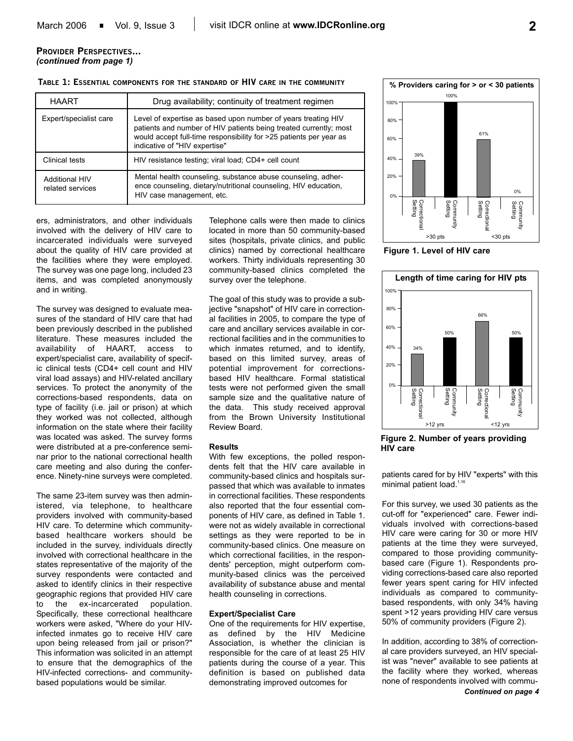**PROVIDER PERSPECTIVES...**
***(continued from page 1)***

**TABLE 1: ESSENTIAL COMPONENTS FOR THE STANDARD OF HIV CARE IN THE COMMUNITY**

| HAART | Drug availability; continuity of treatment regimen |
|---|---|
| Expert/specialist care | Level of expertise as based upon number of years treating HIV patients and number of HIV patients being treated currently; most would accept full-time responsibility for >25 patients per year as indicative of "HIV expertise" |
| Clinical tests | HIV resistance testing; viral load; CD4+ cell count |
| Additional HIV related services | Mental health counseling, substance abuse counseling, adherence counseling, dietary/nutritional counseling, HIV education, HIV case management, etc. |

ers, administrators, and other individuals involved with the delivery of HIV care to incarcerated individuals were surveyed about the quality of HIV care provided at the facilities where they were employed. The survey was one page long, included 23 items, and was completed anonymously and in writing.

The survey was designed to evaluate measures of the standard of HIV care that had been previously described in the published literature. These measures included the availability of HAART, access to expert/specialist care, availability of specific clinical tests (CD4+ cell count and HIV viral load assays) and HIV-related ancillary services. To protect the anonymity of the corrections-based respondents, data on type of facility (i.e. jail or prison) at which they worked was not collected, although information on the state where their facility was located was asked. The survey forms were distributed at a pre-conference seminar prior to the national correctional health care meeting and also during the conference. Ninety-nine surveys were completed.

The same 23-item survey was then administered, via telephone, to healthcare providers involved with community-based HIV care. To determine which community-based healthcare workers should be included in the survey, individuals directly involved with correctional healthcare in the states representative of the majority of the survey respondents were contacted and asked to identify clinics in their respective geographic regions that provided HIV care to the ex-incarcerated population. Specifically, these correctional healthcare workers were asked, "Where do your HIV-infected inmates go to receive HIV care upon being released from jail or prison?" This information was solicited in an attempt to ensure that the demographics of the HIV-infected corrections- and community-based populations would be similar.

Telephone calls were then made to clinics located in more than 50 community-based sites (hospitals, private clinics, and public clinics) named by correctional healthcare workers. Thirty individuals representing 30 community-based clinics completed the survey over the telephone.

The goal of this study was to provide a subjective "snapshot" of HIV care in correctional facilities in 2005, to compare the type of care and ancillary services available in correctional facilities and in the communities to which inmates returned, and to identify, based on this limited survey, areas of potential improvement for corrections-based HIV healthcare. Formal statistical tests were not performed given the small sample size and the qualitative nature of the data. This study received approval from the Brown University Institutional Review Board.

### Results

With few exceptions, the polled respondents felt that the HIV care available in community-based clinics and hospitals surpassed that which was available to inmates in correctional facilities. These respondents also reported that the four essential components of HIV care, as defined in Table 1. were not as widely available in correctional settings as they were reported to be in community-based clinics. One measure on which correctional facilities, in the respondents' perception, might outperform community-based clinics was the perceived availability of substance abuse and mental health counseling in corrections.

### Expert/Specialist Care

One of the requirements for HIV expertise, as defined by the HIV Medicine Association, is whether the clinician is responsible for the care of at least 25 HIV patients during the course of a year. This definition is based on published data demonstrating improved outcomes for patients cared for by HIV "experts" with this minimal patient load.[1,16]

**% Providers caring for > or < 30 patients**

| | Correctional Setting | Community Setting |
|---|---|---|
| >30 pts | 39% | 100% |
| <30 pts | 61% | 0% |

**Figure 1. Level of HIV care**

**Length of time caring for HIV pts**

| | Correctional Setting | Community Setting |
|---|---|---|
| >12 yrs | 34% | 50% |
| <12 yrs | 66% | 50% |

**Figure 2. Number of years providing HIV care**

For this survey, we used 30 patients as the cut-off for "experienced" care. Fewer individuals involved with corrections-based HIV care were caring for 30 or more HIV patients at the time they were surveyed, compared to those providing community-based care (Figure 1). Respondents providing corrections-based care also reported fewer years spent caring for HIV infected individuals as compared to community-based respondents, with only 34% having spent >12 years providing HIV care versus 50% of community providers (Figure 2).

In addition, according to 38% of correctional care providers surveyed, an HIV specialist was "never" available to see patients at the facility where they worked, whereas none of respondents involved with commu-

***Continued on page 4***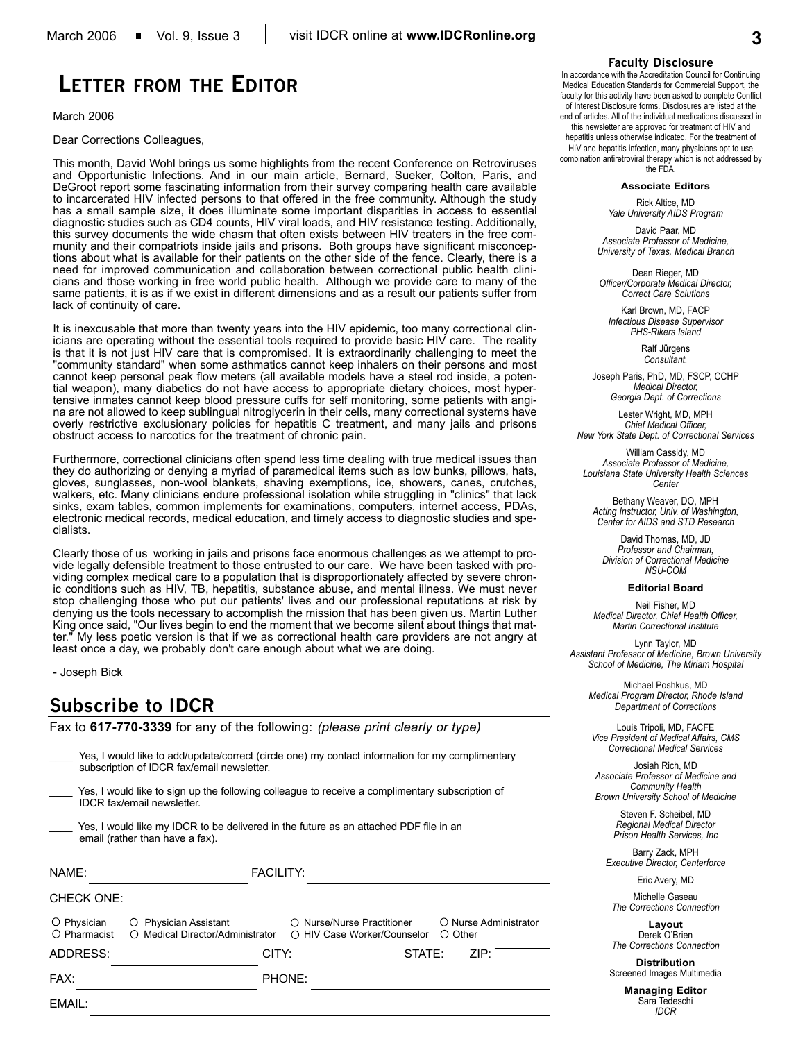# Letter from the Editor

March 2006

Dear Corrections Colleagues,

This month, David Wohl brings us some highlights from the recent Conference on Retroviruses and Opportunistic Infections. And in our main article, Bernard, Sueker, Colton, Paris, and DeGroot report some fascinating information from their survey comparing health care available to incarcerated HIV infected persons to that offered in the free community. Although the study has a small sample size, it does illuminate some important disparities in access to essential diagnostic studies such as CD4 counts, HIV viral loads, and HIV resistance testing. Additionally, this survey documents the wide chasm that often exists between HIV treaters in the free community and their compatriots inside jails and prisons. Both groups have significant misconceptions about what is available for their patients on the other side of the fence. Clearly, there is a need for improved communication and collaboration between correctional public health clinicians and those working in free world public health. Although we provide care to many of the same patients, it is as if we exist in different dimensions and as a result our patients suffer from lack of continuity of care.

It is inexcusable that more than twenty years into the HIV epidemic, too many correctional clinicians are operating without the essential tools required to provide basic HIV care. The reality is that it is not just HIV care that is compromised. It is extraordinarily challenging to meet the "community standard" when some asthmatics cannot keep inhalers on their persons and most cannot keep personal peak flow meters (all available models have a steel rod inside, a potential weapon), many diabetics do not have access to appropriate dietary choices, most hypertensive inmates cannot keep blood pressure cuffs for self monitoring, some patients with angina are not allowed to keep sublingual nitroglycerin in their cells, many correctional systems have overly restrictive exclusionary policies for hepatitis C treatment, and many jails and prisons obstruct access to narcotics for the treatment of chronic pain.

Furthermore, correctional clinicians often spend less time dealing with true medical issues than they do authorizing or denying a myriad of paramedical items such as low bunks, pillows, hats, gloves, sunglasses, non-wool blankets, shaving exemptions, ice, showers, canes, crutches, walkers, etc. Many clinicians endure professional isolation while struggling in "clinics" that lack sinks, exam tables, common implements for examinations, computers, internet access, PDAs, electronic medical records, medical education, and timely access to diagnostic studies and specialists.

Clearly those of us working in jails and prisons face enormous challenges as we attempt to provide legally defensible treatment to those entrusted to our care. We have been tasked with providing complex medical care to a population that is disproportionately affected by severe chronic conditions such as HIV, TB, hepatitis, substance abuse, and mental illness. We must never stop challenging those who put our patients' lives and our professional reputations at risk by denying us the tools necessary to accomplish the mission that has been given us. Martin Luther King once said, "Our lives begin to end the moment that we become silent about things that matter." My less poetic version is that if we as correctional health care providers are not angry at least once a day, we probably don't care enough about what we are doing.

\- Joseph Bick

## Subscribe to IDCR

Fax to **617-770-3339** for any of the following: *(please print clearly or type)*

____ Yes, I would like to add/update/correct (circle one) my contact information for my complimentary subscription of IDCR fax/email newsletter.

____ Yes, I would like to sign up the following colleague to receive a complimentary subscription of IDCR fax/email newsletter.

____ Yes, I would like my IDCR to be delivered in the future as an attached PDF file in an email (rather than have a fax).

NAME: ____________ FACILITY: ____________

CHECK ONE:

○ Physician ○ Physician Assistant ○ Nurse/Nurse Practitioner ○ Nurse Administrator
○ Pharmacist ○ Medical Director/Administrator ○ HIV Case Worker/Counselor ○ Other

ADDRESS: ____________ CITY: ____________ STATE: ___ ZIP: ____________

FAX: ____________ PHONE: ____________

EMAIL: ____________

### Faculty Disclosure

In accordance with the Accreditation Council for Continuing Medical Education Standards for Commercial Support, the faculty for this activity have been asked to complete Conflict of Interest Disclosure forms. Disclosures are listed at the end of articles. All of the individual medications discussed in this newsletter are approved for treatment of HIV and hepatitis unless otherwise indicated. For the treatment of HIV and hepatitis infection, many physicians opt to use combination antiretroviral therapy which is not addressed by the FDA.

**Associate Editors**

Rick Altice, MD
*Yale University AIDS Program*

David Paar, MD
*Associate Professor of Medicine, University of Texas, Medical Branch*

Dean Rieger, MD
*Officer/Corporate Medical Director, Correct Care Solutions*

Karl Brown, MD, FACP
*Infectious Disease Supervisor PHS-Rikers Island*

Ralf Jürgens
*Consultant,*

Joseph Paris, PhD, MD, FSCP, CCHP
*Medical Director, Georgia Dept. of Corrections*

Lester Wright, MD, MPH
*Chief Medical Officer, New York State Dept. of Correctional Services*

William Cassidy, MD
*Associate Professor of Medicine, Louisiana State University Health Sciences Center*

Bethany Weaver, DO, MPH
*Acting Instructor, Univ. of Washington, Center for AIDS and STD Research*

David Thomas, MD, JD
*Professor and Chairman, Division of Correctional Medicine NSU-COM*

**Editorial Board**

Neil Fisher, MD
*Medical Director, Chief Health Officer, Martin Correctional Institute*

Lynn Taylor, MD
*Assistant Professor of Medicine, Brown University School of Medicine, The Miriam Hospital*

Michael Poshkus, MD
*Medical Program Director, Rhode Island Department of Corrections*

Louis Tripoli, MD, FACFE
*Vice President of Medical Affairs, CMS Correctional Medical Services*

Josiah Rich, MD
*Associate Professor of Medicine and Community Health Brown University School of Medicine*

Steven F. Scheibel, MD
*Regional Medical Director Prison Health Services, Inc*

Barry Zack, MPH
*Executive Director, Centerforce*

Eric Avery, MD

Michelle Gaseau
*The Corrections Connection*

**Layout**
Derek O'Brien
*The Corrections Connection*

**Distribution**
Screened Images Multimedia

**Managing Editor**
Sara Tedeschi
*IDCR*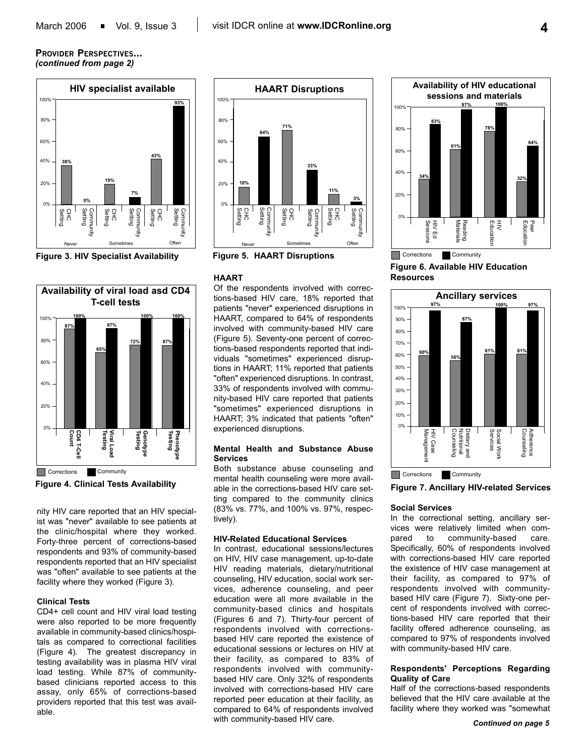**PROVIDER PERSPECTIVES...**
*(continued from page 2)*

Figure 3. HIV Specialist Availability

Figure 4. Clinical Tests Availability

nity HIV care reported that an HIV specialist was "never" available to see patients at the clinic/hospital where they worked. Forty-three percent of corrections-based respondents and 93% of community-based respondents reported that an HIV specialist was "often" available to see patients at the facility where they worked (Figure 3).

#### Clinical Tests

CD4+ cell count and HIV viral load testing were also reported to be more frequently available in community-based clinics/hospitals as compared to correctional facilities (Figure 4). The greatest discrepancy in testing availability was in plasma HIV viral load testing. While 87% of community-based clinicians reported access to this assay, only 65% of corrections-based providers reported that this test was available.

Figure 5. HAART Disruptions

#### HAART

Of the respondents involved with corrections-based HIV care, 18% reported that patients "never" experienced disruptions in HAART, compared to 64% of respondents involved with community-based HIV care (Figure 5). Seventy-one percent of corrections-based respondents reported that individuals "sometimes" experienced disruptions in HAART; 11% reported that patients "often" experienced disruptions. In contrast, 33% of respondents involved with community-based HIV care reported that patients "sometimes" experienced disruptions in HAART; 3% indicated that patients "often" experienced disruptions.

#### Mental Health and Substance Abuse Services

Both substance abuse counseling and mental health counseling were more available in the corrections-based HIV care setting compared to the community clinics (83% vs. 77%, and 100% vs. 97%, respectively).

#### HIV-Related Educational Services

In contrast, educational sessions/lectures on HIV, HIV case management, up-to-date HIV reading materials, dietary/nutritional counseling, HIV education, social work services, adherence counseling, and peer education were all more available in the community-based clinics and hospitals (Figures 6 and 7). Thirty-four percent of respondents involved with corrections-based HIV care reported the existence of educational sessions or lectures on HIV at their facility, as compared to 83% of respondents involved with community-based HIV care. Only 32% of respondents involved with corrections-based HIV care reported peer education at their facility, as compared to 64% of respondents involved with community-based HIV care.

Figure 6. Available HIV Education Resources

Figure 7. Ancillary HIV-related Services

#### Social Services

In the correctional setting, ancillary services were relatively limited when compared to community-based care. Specifically, 60% of respondents involved with corrections-based HIV care reported the existence of HIV case management at their facility, as compared to 97% of respondents involved with community-based HIV care (Figure 7). Sixty-one percent of respondents involved with corrections-based HIV care reported that their facility offered adherence counseling, as compared to 97% of respondents involved with community-based HIV care.

#### Respondents' Perceptions Regarding Quality of Care

Half of the corrections-based respondents believed that the HIV care available at the facility where they worked was "somewhat

*Continued on page 5*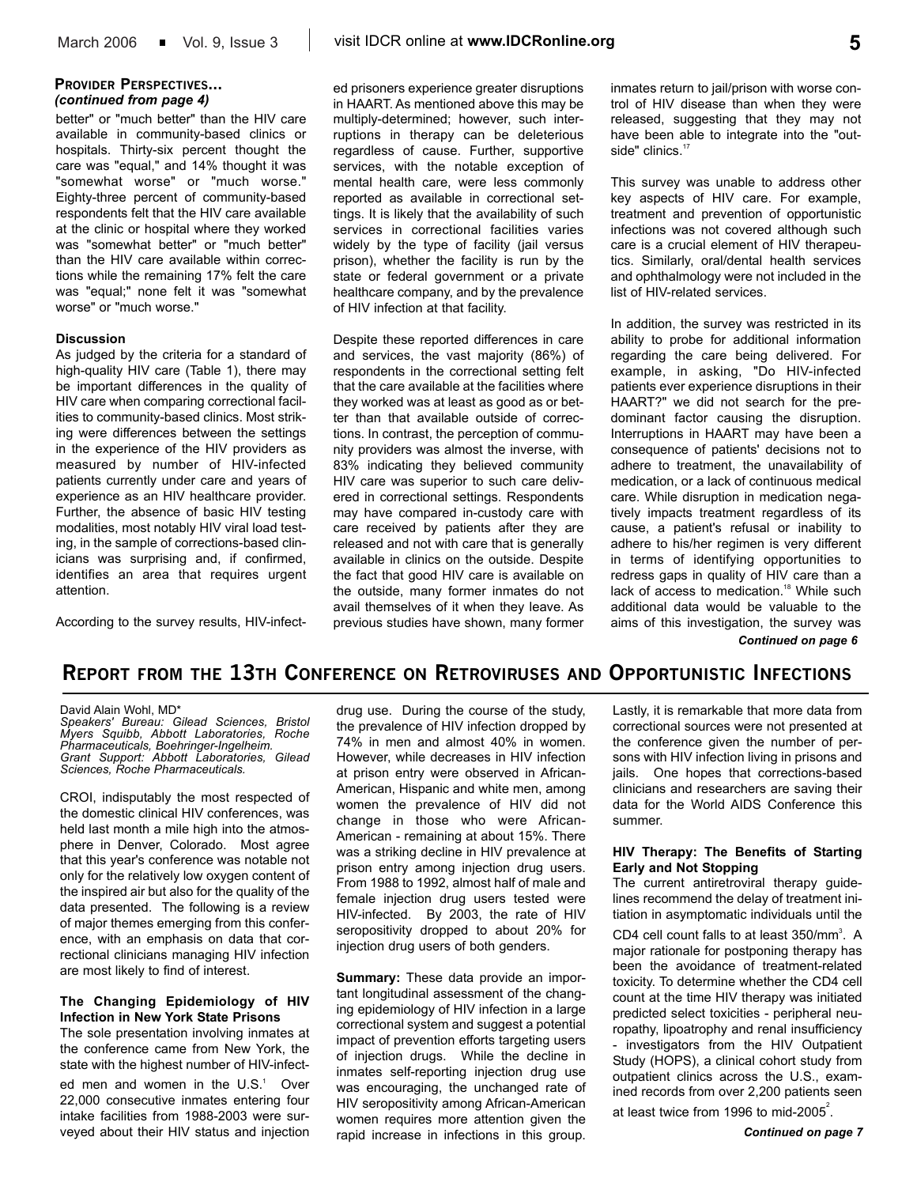### PROVIDER PERSPECTIVES...
*(continued from page 4)*

better" or "much better" than the HIV care available in community-based clinics or hospitals. Thirty-six percent thought the care was "equal," and 14% thought it was "somewhat worse" or "much worse." Eighty-three percent of community-based respondents felt that the HIV care available at the clinic or hospital where they worked was "somewhat better" or "much better" than the HIV care available within corrections while the remaining 17% felt the care was "equal;" none felt it was "somewhat worse" or "much worse."

**Discussion**

As judged by the criteria for a standard of high-quality HIV care (Table 1), there may be important differences in the quality of HIV care when comparing correctional facilities to community-based clinics. Most striking were differences between the settings in the experience of the HIV providers as measured by number of HIV-infected patients currently under care and years of experience as an HIV healthcare provider. Further, the absence of basic HIV testing modalities, most notably HIV viral load testing, in the sample of corrections-based clinicians was surprising and, if confirmed, identifies an area that requires urgent attention.

According to the survey results, HIV-infected prisoners experience greater disruptions in HAART. As mentioned above this may be multiply-determined; however, such interruptions in therapy can be deleterious regardless of cause. Further, supportive services, with the notable exception of mental health care, were less commonly reported as available in correctional settings. It is likely that the availability of such services in correctional facilities varies widely by the type of facility (jail versus prison), whether the facility is run by the state or federal government or a private healthcare company, and by the prevalence of HIV infection at that facility.

Despite these reported differences in care and services, the vast majority (86%) of respondents in the correctional setting felt that the care available at the facilities where they worked was at least as good as or better than that available outside of corrections. In contrast, the perception of community providers was almost the inverse, with 83% indicating they believed community HIV care was superior to such care delivered in correctional settings. Respondents may have compared in-custody care with care received by patients after they are released and not with care that is generally available in clinics on the outside. Despite the fact that good HIV care is available on the outside, many former inmates do not avail themselves of it when they leave. As previous studies have shown, many former inmates return to jail/prison with worse control of HIV disease than when they were released, suggesting that they may not have been able to integrate into the "outside" clinics.[17]

This survey was unable to address other key aspects of HIV care. For example, treatment and prevention of opportunistic infections was not covered although such care is a crucial element of HIV therapeutics. Similarly, oral/dental health services and ophthalmology were not included in the list of HIV-related services.

In addition, the survey was restricted in its ability to probe for additional information regarding the care being delivered. For example, in asking, "Do HIV-infected patients ever experience disruptions in their HAART?" we did not search for the predominant factor causing the disruption. Interruptions in HAART may have been a consequence of patients' decisions not to adhere to treatment, the unavailability of medication, or a lack of continuous medical care. While disruption in medication negatively impacts treatment regardless of its cause, a patient's refusal or inability to adhere to his/her regimen is very different in terms of identifying opportunities to redress gaps in quality of HIV care than a lack of access to medication.[18] While such additional data would be valuable to the aims of this investigation, the survey was

*Continued on page 6*

## REPORT FROM THE 13TH CONFERENCE ON RETROVIRUSES AND OPPORTUNISTIC INFECTIONS

David Alain Wohl, MD*
*Speakers' Bureau: Gilead Sciences, Bristol Myers Squibb, Abbott Laboratories, Roche Pharmaceuticals, Boehringer-Ingelheim.*
*Grant Support: Abbott Laboratories, Gilead Sciences, Roche Pharmaceuticals.*

CROI, indisputably the most respected of the domestic clinical HIV conferences, was held last month a mile high into the atmosphere in Denver, Colorado. Most agree that this year's conference was notable not only for the relatively low oxygen content of the inspired air but also for the quality of the data presented. The following is a review of major themes emerging from this conference, with an emphasis on data that correctional clinicians managing HIV infection are most likely to find of interest.

**The Changing Epidemiology of HIV Infection in New York State Prisons**

The sole presentation involving inmates at the conference came from New York, the state with the highest number of HIV-infected men and women in the U.S.[1] Over 22,000 consecutive inmates entering four intake facilities from 1988-2003 were surveyed about their HIV status and injection drug use. During the course of the study, the prevalence of HIV infection dropped by 74% in men and almost 40% in women. However, while decreases in HIV infection at prison entry were observed in African-American, Hispanic and white men, among women the prevalence of HIV did not change in those who were African-American - remaining at about 15%. There was a striking decline in HIV prevalence at prison entry among injection drug users. From 1988 to 1992, almost half of male and female injection drug users tested were HIV-infected. By 2003, the rate of HIV seropositivity dropped to about 20% for injection drug users of both genders.

**Summary:** These data provide an important longitudinal assessment of the changing epidemiology of HIV infection in a large correctional system and suggest a potential impact of prevention efforts targeting users of injection drugs. While the decline in inmates self-reporting injection drug use was encouraging, the unchanged rate of HIV seropositivity among African-American women requires more attention given the rapid increase in infections in this group. Lastly, it is remarkable that more data from correctional sources were not presented at the conference given the number of persons with HIV infection living in prisons and jails. One hopes that corrections-based clinicians and researchers are saving their data for the World AIDS Conference this summer.

**HIV Therapy: The Benefits of Starting Early and Not Stopping**

The current antiretroviral therapy guidelines recommend the delay of treatment initiation in asymptomatic individuals until the CD4 cell count falls to at least 350/mm$^3$. A major rationale for postponing therapy has been the avoidance of treatment-related toxicity. To determine whether the CD4 cell count at the time HIV therapy was initiated predicted select toxicities - peripheral neuropathy, lipoatrophy and renal insufficiency - investigators from the HIV Outpatient Study (HOPS), a clinical cohort study from outpatient clinics across the U.S., examined records from over 2,200 patients seen at least twice from 1996 to mid-2005[2].

*Continued on page 7*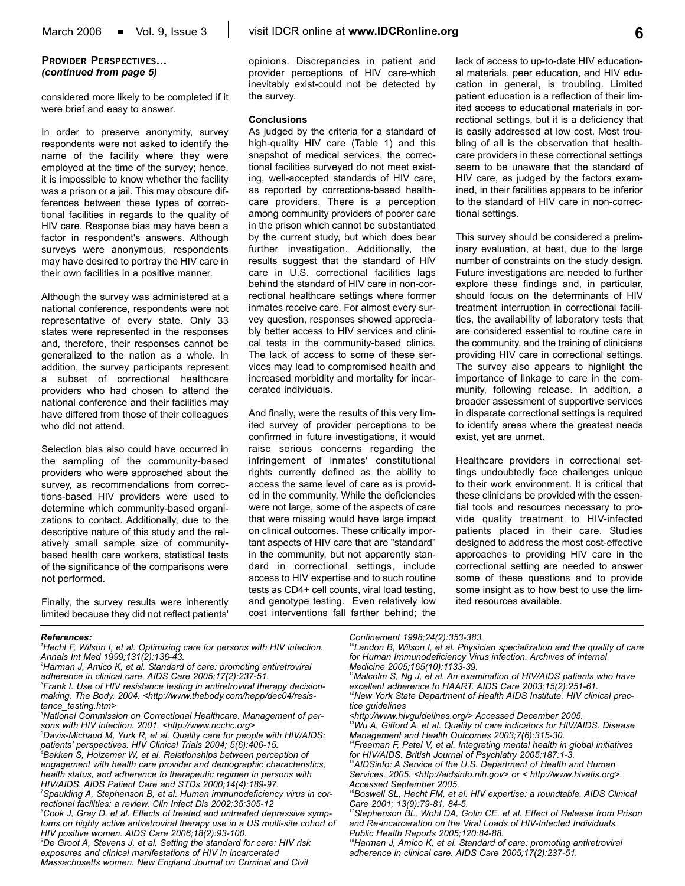**Provider Perspectives...**
*(continued from page 5)*

considered more likely to be completed if it were brief and easy to answer.

In order to preserve anonymity, survey respondents were not asked to identify the name of the facility where they were employed at the time of the survey; hence, it is impossible to know whether the facility was a prison or a jail. This may obscure differences between these types of correctional facilities in regards to the quality of HIV care. Response bias may have been a factor in respondent's answers. Although surveys were anonymous, respondents may have desired to portray the HIV care in their own facilities in a positive manner.

Although the survey was administered at a national conference, respondents were not representative of every state. Only 33 states were represented in the responses and, therefore, their responses cannot be generalized to the nation as a whole. In addition, the survey participants represent a subset of correctional healthcare providers who had chosen to attend the national conference and their facilities may have differed from those of their colleagues who did not attend.

Selection bias also could have occurred in the sampling of the community-based providers who were approached about the survey, as recommendations from corrections-based HIV providers were used to determine which community-based organizations to contact. Additionally, due to the descriptive nature of this study and the relatively small sample size of community-based health care workers, statistical tests of the significance of the comparisons were not performed.

Finally, the survey results were inherently limited because they did not reflect patients' opinions. Discrepancies in patient and provider perceptions of HIV care-which inevitably exist-could not be detected by the survey.

**Conclusions**

As judged by the criteria for a standard of high-quality HIV care (Table 1) and this snapshot of medical services, the correctional facilities surveyed do not meet existing, well-accepted standards of HIV care, as reported by corrections-based healthcare providers. There is a perception among community providers of poorer care in the prison which cannot be substantiated by the current study, but which does bear further investigation. Additionally, the results suggest that the standard of HIV care in U.S. correctional facilities lags behind the standard of HIV care in non-correctional healthcare settings where former inmates receive care. For almost every survey question, responses showed appreciably better access to HIV services and clinical tests in the community-based clinics. The lack of access to some of these services may lead to compromised health and increased morbidity and mortality for incarcerated individuals.

And finally, were the results of this very limited survey of provider perceptions to be confirmed in future investigations, it would raise serious concerns regarding the infringement of inmates' constitutional rights currently defined as the ability to access the same level of care as is provided in the community. While the deficiencies were not large, some of the aspects of care that were missing would have large impact on clinical outcomes. These critically important aspects of HIV care that are "standard" in the community, but not apparently standard in correctional settings, include access to HIV expertise and to such routine tests as CD4+ cell counts, viral load testing, and genotype testing. Even relatively low cost interventions fall farther behind; the lack of access to up-to-date HIV educational materials, peer education, and HIV education in general, is troubling. Limited patient education is a reflection of their limited access to educational materials in correctional settings, but it is a deficiency that is easily addressed at low cost. Most troubling of all is the observation that healthcare providers in these correctional settings seem to be unaware that the standard of HIV care, as judged by the factors examined, in their facilities appears to be inferior to the standard of HIV care in non-correctional settings.

This survey should be considered a preliminary evaluation, at best, due to the large number of constraints on the study design. Future investigations are needed to further explore these findings and, in particular, should focus on the determinants of HIV treatment interruption in correctional facilities, the availability of laboratory tests that are considered essential to routine care in the community, and the training of clinicians providing HIV care in correctional settings. The survey also appears to highlight the importance of linkage to care in the community, following release. In addition, a broader assessment of supportive services in disparate correctional settings is required to identify areas where the greatest needs exist, yet are unmet.

Healthcare providers in correctional settings undoubtedly face challenges unique to their work environment. It is critical that these clinicians be provided with the essential tools and resources necessary to provide quality treatment to HIV-infected patients placed in their care. Studies designed to address the most cost-effective approaches to providing HIV care in the correctional setting are needed to answer some of these questions and to provide some insight as to how best to use the limited resources available.

***References:***

*[1]Hecht F, Wilson I, et al. Optimizing care for persons with HIV infection. Annals Int Med 1999;131(2):136-43.*

*[2]Harman J, Amico K, et al. Standard of care: promoting antiretroviral adherence in clinical care. AIDS Care 2005;17(2):237-51.*

*[3]Frank I. Use of HIV resistance testing in antiretroviral therapy decision-making. The Body. 2004. <http://www.thebody.com/hepp/dec04/resistance_testing.htm>*

*[4]National Commission on Correctional Healthcare. Management of persons with HIV infection. 2001. <http://www.ncchc.org>*

*[5]Davis-Michaud M, Yurk R, et al. Quality care for people with HIV/AIDS: patients' perspectives. HIV Clinical Trials 2004; 5(6):406-15.*

*[6]Bakken S, Holzemer W, et al. Relationships between perception of engagement with health care provider and demographic characteristics, health status, and adherence to therapeutic regimen in persons with HIV/AIDS. AIDS Patient Care and STDs 2000;14(4):189-97.*

*[7]Spaulding A, Stephenson B, et al. Human immunodeficiency virus in correctional facilities: a review. Clin Infect Dis 2002;35:305-12*

*[8]Cook J, Gray D, et al. Effects of treated and untreated depressive symptoms on highly active antiretroviral therapy use in a US multi-site cohort of HIV positive women. AIDS Care 2006;18(2):93-100.*

*[9]De Groot A, Stevens J, et al. Setting the standard for care: HIV risk exposures and clinical manifestations of HIV in incarcerated Massachusetts women. New England Journal on Criminal and Civil Confinement 1998;24(2):353-383.*

*[10]Landon B, Wilson I, et al. Physician specialization and the quality of care for Human Immunodeficiency Virus infection. Archives of Internal Medicine 2005;165(10):1133-39.*

*[11]Malcolm S, Ng J, et al. An examination of HIV/AIDS patients who have excellent adherence to HAART. AIDS Care 2003;15(2):251-61.*

*[12]New York State Department of Health AIDS Institute. HIV clinical practice guidelines <http://www.hivguidelines.org/> Accessed December 2005.*

*[13]Wu A, Gifford A, et al. Quality of care indicators for HIV/AIDS. Disease Management and Health Outcomes 2003;7(6):315-30.*

*[14]Freeman F, Patel V, et al. Integrating mental health in global initiatives for HIV/AIDS. British Journal of Psychiatry 2005;187:1-3.*

*[15]AIDSinfo: A Service of the U.S. Department of Health and Human Services. 2005. <http://aidsinfo.nih.gov> or < http://www.hivatis.org>. Accessed September 2005.*

*[16]Boswell SL, Hecht FM, et al. HIV expertise: a roundtable. AIDS Clinical Care 2001; 13(9):79-81, 84-5.*

*[17]Stephenson BL, Wohl DA, Golin CE, et al. Effect of Release from Prison and Re-incarceration on the Viral Loads of HIV-Infected Individuals. Public Health Reports 2005;120:84-88.*

*[18]Harman J, Amico K, et al. Standard of care: promoting antiretroviral adherence in clinical care. AIDS Care 2005;17(2):237-51.*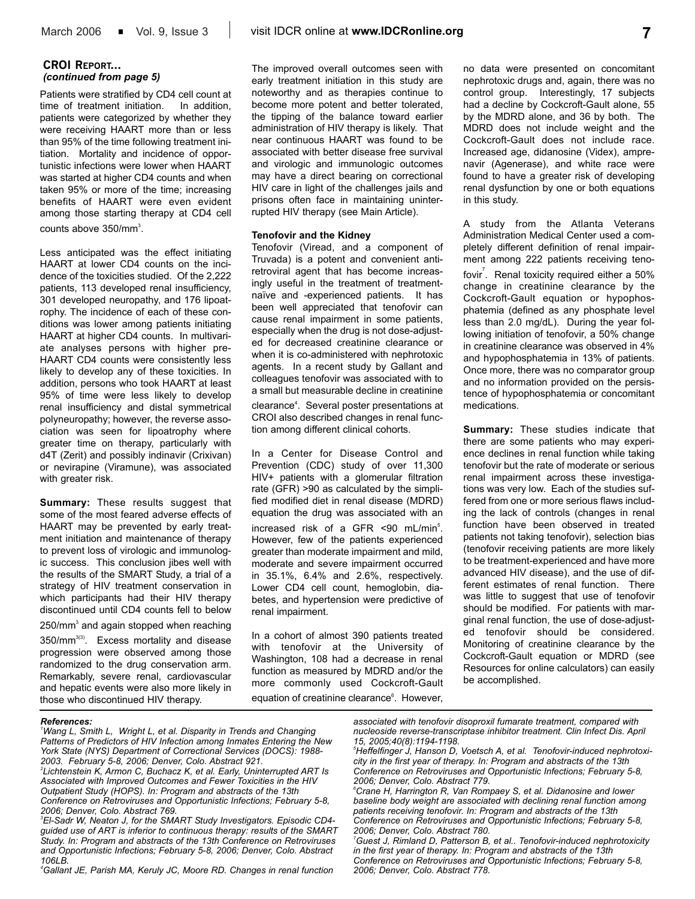**CROI REPORT...**
***(continued from page 5)***

Patients were stratified by CD4 cell count at time of treatment initiation. In addition, patients were categorized by whether they were receiving HAART more than or less than 95% of the time following treatment initiation. Mortality and incidence of opportunistic infections were lower when HAART was started at higher CD4 counts and when taken 95% or more of the time; increasing benefits of HAART were even evident among those starting therapy at CD4 cell counts above 350/mm$^3$.

Less anticipated was the effect initiating HAART at lower CD4 counts on the incidence of the toxicities studied. Of the 2,222 patients, 113 developed renal insufficiency, 301 developed neuropathy, and 176 lipoatrophy. The incidence of each of these conditions was lower among patients initiating HAART at higher CD4 counts. In multivariate analyses persons with higher pre-HAART CD4 counts were consistently less likely to develop any of these toxicities. In addition, persons who took HAART at least 95% of time were less likely to develop renal insufficiency and distal symmetrical polyneuropathy; however, the reverse association was seen for lipoatrophy where greater time on therapy, particularly with d4T (Zerit) and possibly indinavir (Crixivan) or nevirapine (Viramune), was associated with greater risk.

**Summary:** These results suggest that some of the most feared adverse effects of HAART may be prevented by early treatment initiation and maintenance of therapy to prevent loss of virologic and immunologic success. This conclusion jibes well with the results of the SMART Study, a trial of a strategy of HIV treatment conservation in which participants had their HIV therapy discontinued until CD4 counts fell to below 250/mm$^3$ and again stopped when reaching 350/mm$^3$[3]. Excess mortality and disease progression were observed among those randomized to the drug conservation arm. Remarkably, severe renal, cardiovascular and hepatic events were also more likely in those who discontinued HIV therapy.

The improved overall outcomes seen with early treatment initiation in this study are noteworthy and as therapies continue to become more potent and better tolerated, the tipping of the balance toward earlier administration of HIV therapy is likely. That near continuous HAART was found to be associated with better disease free survival and virologic and immunologic outcomes may have a direct bearing on correctional HIV care in light of the challenges jails and prisons often face in maintaining uninterrupted HIV therapy (see Main Article).

**Tenofovir and the Kidney**

Tenofovir (Viread, and a component of Truvada) is a potent and convenient antiretroviral agent that has become increasingly useful in the treatment of treatment-naïve and -experienced patients. It has been well appreciated that tenofovir can cause renal impairment in some patients, especially when the drug is not dose-adjusted for decreased creatinine clearance or when it is co-administered with nephrotoxic agents. In a recent study by Gallant and colleagues tenofovir was associated with to a small but measurable decline in creatinine clearance[4]. Several poster presentations at CROI also described changes in renal function among different clinical cohorts.

In a Center for Disease Control and Prevention (CDC) study of over 11,300 HIV+ patients with a glomerular filtration rate (GFR) >90 as calculated by the simplified modified diet in renal disease (MDRD) equation the drug was associated with an increased risk of a GFR <90 mL/min[5]. However, few of the patients experienced greater than moderate impairment and mild, moderate and severe impairment occurred in 35.1%, 6.4% and 2.6%, respectively. Lower CD4 cell count, hemoglobin, diabetes, and hypertension were predictive of renal impairment.

In a cohort of almost 390 patients treated with tenofovir at the University of Washington, 108 had a decrease in renal function as measured by MDRD and/or the more commonly used Cockcroft-Gault equation of creatinine clearance[6]. However, no data were presented on concomitant nephrotoxic drugs and, again, there was no control group. Interestingly, 17 subjects had a decline by Cockcroft-Gault alone, 55 by the MDRD alone, and 36 by both. The MDRD does not include weight and the Cockcroft-Gault does not include race. Increased age, didanosine (Videx), amprenavir (Agenerase), and white race were found to have a greater risk of developing renal dysfunction by one or both equations in this study.

A study from the Atlanta Veterans Administration Medical Center used a completely different definition of renal impairment among 222 patients receiving tenofovir[7]. Renal toxicity required either a 50% change in creatinine clearance by the Cockcroft-Gault equation or hypophosphatemia (defined as any phosphate level less than 2.0 mg/dL). During the year following initiation of tenofovir, a 50% change in creatinine clearance was observed in 4% and hypophosphatemia in 13% of patients. Once more, there was no comparator group and no information provided on the persistence of hypophosphatemia or concomitant medications.

**Summary:** These studies indicate that there are some patients who may experience declines in renal function while taking tenofovir but the rate of moderate or serious renal impairment across these investigations was very low. Each of the studies suffered from one or more serious flaws including the lack of controls (changes in renal function have been observed in treated patients not taking tenofovir), selection bias (tenofovir receiving patients are more likely to be treatment-experienced and have more advanced HIV disease), and the use of different estimates of renal function. There was little to suggest that use of tenofovir should be modified. For patients with marginal renal function, the use of dose-adjusted tenofovir should be considered. Monitoring of creatinine clearance by the Cockcroft-Gault equation or MDRD (see Resources for online calculators) can easily be accomplished.

***References:***

*[1] Wang L, Smith L, Wright L, et al. Disparity in Trends and Changing Patterns of Predictors of HIV Infection among Inmates Entering the New York State (NYS) Department of Correctional Services (DOCS): 1988-2003. February 5-8, 2006; Denver, Colo. Abstract 921.*

*[2] Lichtenstein K, Armon C, Buchacz K, et al. Early, Uninterrupted ART Is Associated with Improved Outcomes and Fewer Toxicities in the HIV Outpatient Study (HOPS). In: Program and abstracts of the 13th Conference on Retroviruses and Opportunistic Infections; February 5-8, 2006; Denver, Colo. Abstract 769.*

*[3] El-Sadr W, Neaton J, for the SMART Study Investigators. Episodic CD4-guided use of ART is inferior to continuous therapy: results of the SMART Study. In: Program and abstracts of the 13th Conference on Retroviruses and Opportunistic Infections; February 5-8, 2006; Denver, Colo. Abstract 106LB.*

*[4] Gallant JE, Parish MA, Keruly JC, Moore RD. Changes in renal function associated with tenofovir disoproxil fumarate treatment, compared with nucleoside reverse-transcriptase inhibitor treatment. Clin Infect Dis. April 15, 2005;40(8):1194-1198.*

*[5] Heffelfinger J, Hanson D, Voetsch A, et al. Tenofovir-induced nephrotoxicity in the first year of therapy. In: Program and abstracts of the 13th Conference on Retroviruses and Opportunistic Infections; February 5-8, 2006; Denver, Colo. Abstract 779.*

*[6] Crane H, Harrington R, Van Rompaey S, et al. Didanosine and lower baseline body weight are associated with declining renal function among patients receiving tenofovir. In: Program and abstracts of the 13th Conference on Retroviruses and Opportunistic Infections; February 5-8, 2006; Denver, Colo. Abstract 780.*

*[7] Guest J, Rimland D, Patterson B, et al.. Tenofovir-induced nephrotoxicity in the first year of therapy. In: Program and abstracts of the 13th Conference on Retroviruses and Opportunistic Infections; February 5-8, 2006; Denver, Colo. Abstract 778.*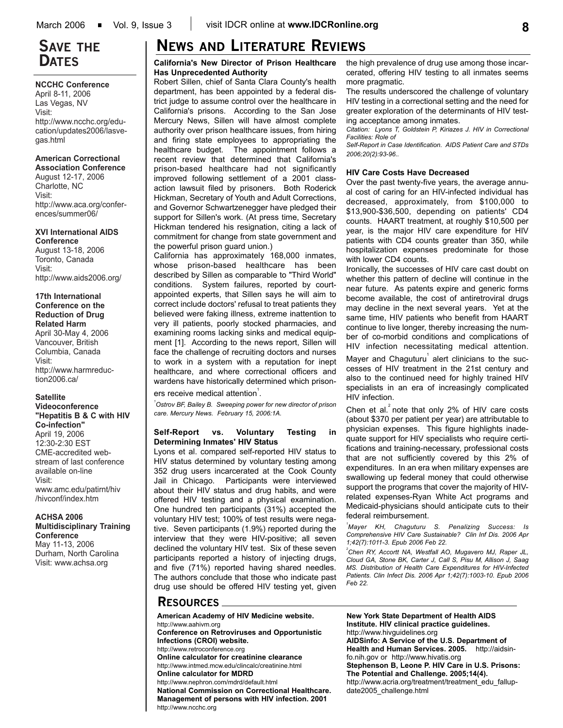# Save the Dates

**NCCHC Conference**
April 8-11, 2006
Las Vegas, NV
Visit:
http://www.ncchc.org/education/updates2006/lasvegas.html

**American Correctional Association Conference**
August 12-17, 2006
Charlotte, NC
Visit:
http://www.aca.org/conferences/summer06/

**XVI International AIDS Conference**
August 13-18, 2006
Toronto, Canada
Visit:
http://www.aids2006.org/

**17th International Conference on the Reduction of Drug Related Harm**
April 30-May 4, 2006
Vancouver, British Columbia, Canada
Visit:
http://www.harmreduction2006.ca/

**Satellite Videoconference "Hepatitis B & C with HIV Co-infection"**
April 19, 2006
12:30-2:30 EST
CME-accredited webstream of last conference available on-line
Visit:
www.amc.edu/patirnt/hiv/hivconf/index.htm

**ACHSA 2006 Multidisciplinary Training Conference**
May 11-13, 2006
Durham, North Carolina
Visit: www.achsa.org

# News and Literature Reviews

### California's New Director of Prison Healthcare Has Unprecedented Authority

Robert Sillen, chief of Santa Clara County's health department, has been appointed by a federal district judge to assume control over the healthcare in California's prisons. According to the San Jose Mercury News, Sillen will have almost complete authority over prison healthcare issues, from hiring and firing state employees to appropriating the healthcare budget. The appointment follows a recent review that determined that California's prison-based healthcare had not significantly improved following settlement of a 2001 class-action lawsuit filed by prisoners. Both Roderick Hickman, Secretary of Youth and Adult Corrections, and Governor Schwartzenegger have pledged their support for Sillen's work. (At press time, Secretary Hickman tendered his resignation, citing a lack of commitment for change from state government and the powerful prison guard union.)

California has approximately 168,000 inmates, whose prison-based healthcare has been described by Sillen as comparable to "Third World" conditions. System failures, reported by court-appointed experts, that Sillen says he will aim to correct include doctors' refusal to treat patients they believed were faking illness, extreme inattention to very ill patients, poorly stocked pharmacies, and examining rooms lacking sinks and medical equipment [1]. According to the news report, Sillen will face the challenge of recruiting doctors and nurses to work in a system with a reputation for inept healthcare, and where correctional officers and wardens have historically determined which prisoners receive medical attention[1].

*[1]Ostrov BF, Bailey B. Sweeping power for new director of prison care. Mercury News. February 15, 2006:1A.*

### Self-Report vs. Voluntary Testing in Determining Inmates' HIV Status

Lyons et al. compared self-reported HIV status to HIV status determined by voluntary testing among 352 drug users incarcerated at the Cook County Jail in Chicago. Participants were interviewed about their HIV status and drug habits, and were offered HIV testing and a physical examination. One hundred ten participants (31%) accepted the voluntary HIV test; 100% of test results were negative. Seven participants (1.9%) reported during the interview that they were HIV-positive; all seven declined the voluntary HIV test. Six of these seven participants reported a history of injecting drugs, and five (71%) reported having shared needles. The authors conclude that those who indicate past drug use should be offered HIV testing yet, given the high prevalence of drug use among those incarcerated, offering HIV testing to all inmates seems more pragmatic.

The results underscored the challenge of voluntary HIV testing in a correctional setting and the need for greater exploration of the determinants of HIV testing acceptance among inmates.

*Citation: Lyons T, Goldstein P, Kiriazes J. HIV in Correctional Facilities: Role of Self-Report in Case Identification. AIDS Patient Care and STDs 2006;20(2):93-96..*

### HIV Care Costs Have Decreased

Over the past twenty-five years, the average annual cost of caring for an HIV-infected individual has decreased, approximately, from \$100,000 to \$13,900-\$36,500, depending on patients' CD4 counts. HAART treatment, at roughly \$10,500 per year, is the major HIV care expenditure for HIV patients with CD4 counts greater than 350, while hospitalization expenses predominate for those with lower CD4 counts.

Ironically, the successes of HIV care cast doubt on whether this pattern of decline will continue in the near future. As patents expire and generic forms become available, the cost of antiretroviral drugs may decline in the next several years. Yet at the same time, HIV patients who benefit from HAART continue to live longer, thereby increasing the number of co-morbid conditions and complications of HIV infection necessitating medical attention. Mayer and Chaguturu[1] alert clinicians to the successes of HIV treatment in the 21st century and also to the continued need for highly trained HIV specialists in an era of increasingly complicated HIV infection.

Chen et al.[2] note that only 2% of HIV care costs (about \$370 per patient per year) are attributable to physician expenses. This figure highlights inadequate support for HIV specialists who require certifications and training-necessary, professional costs that are not sufficiently covered by this 2% of expenditures. In an era when military expenses are swallowing up federal money that could otherwise support the programs that cover the majority of HIV-related expenses-Ryan White Act programs and Medicaid-physicians should anticipate cuts to their federal reimbursement.

*[1]Mayer KH, Chaguturu S. Penalizing Success: Is Comprehensive HIV Care Sustainable? Clin Inf Dis. 2006 Apr 1;42(7):1011-3. Epub 2006 Feb 22.*

*[2]Chen RY, Accortt NA, Westfall AO, Mugavero MJ, Raper JL, Cloud GA, Stone BK, Carter J, Call S, Pisu M, Allison J, Saag MS. Distribution of Health Care Expenditures for HIV-Infected Patients. Clin Infect Dis. 2006 Apr 1;42(7):1003-10. Epub 2006 Feb 22.*

# Resources

**American Academy of HIV Medicine website.**
http://www.aahivm.org

**Conference on Retroviruses and Opportunistic Infections (CROI) website.**
http://www.retroconference.org

**Online calculator for creatinine clearance**
http://www.intmed.mcw.edu/clincalc/creatinine.html

**Online calculator for MDRD**
http://www.nephron.com/mdrd/default.html

**National Commission on Correctional Healthcare. Management of persons with HIV infection. 2001**
http://www.ncchc.org

**New York State Department of Health AIDS Institute. HIV clinical practice guidelines.**
http://www.hivguidelines.org

**AIDSinfo: A Service of the U.S. Department of Health and Human Services. 2005.** http://aidsinfo.nih.gov or http://www.hivatis.org

**Stephenson B, Leone P. HIV Care in U.S. Prisons: The Potential and Challenge. 2005;14(4).**
http://www.acria.org/treatment/treatment_edu_fallupdate2005_challenge.html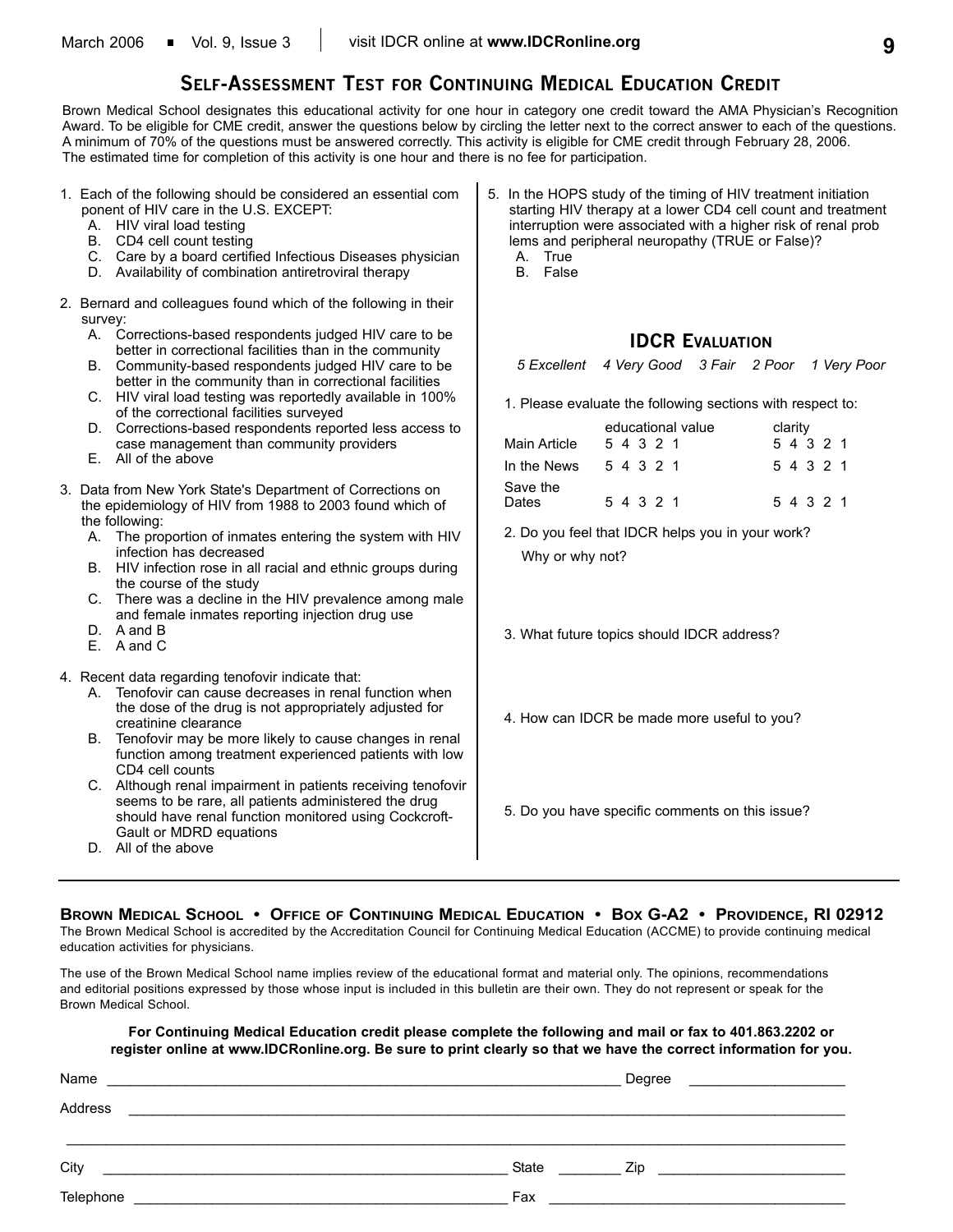## Self-Assessment Test for Continuing Medical Education Credit

Brown Medical School designates this educational activity for one hour in category one credit toward the AMA Physician's Recognition Award. To be eligible for CME credit, answer the questions below by circling the letter next to the correct answer to each of the questions. A minimum of 70% of the questions must be answered correctly. This activity is eligible for CME credit through February 28, 2006. The estimated time for completion of this activity is one hour and there is no fee for participation.

1. Each of the following should be considered an essential component of HIV care in the U.S. EXCEPT:
   - A. HIV viral load testing
   - B. CD4 cell count testing
   - C. Care by a board certified Infectious Diseases physician
   - D. Availability of combination antiretroviral therapy

2. Bernard and colleagues found which of the following in their survey:
   - A. Corrections-based respondents judged HIV care to be better in correctional facilities than in the community
   - B. Community-based respondents judged HIV care to be better in the community than in correctional facilities
   - C. HIV viral load testing was reportedly available in 100% of the correctional facilities surveyed
   - D. Corrections-based respondents reported less access to case management than community providers
   - E. All of the above

3. Data from New York State's Department of Corrections on the epidemiology of HIV from 1988 to 2003 found which of the following:
   - A. The proportion of inmates entering the system with HIV infection has decreased
   - B. HIV infection rose in all racial and ethnic groups during the course of the study
   - C. There was a decline in the HIV prevalence among male and female inmates reporting injection drug use
   - D. A and B
   - E. A and C

4. Recent data regarding tenofovir indicate that:
   - A. Tenofovir can cause decreases in renal function when the dose of the drug is not appropriately adjusted for creatinine clearance
   - B. Tenofovir may be more likely to cause changes in renal function among treatment experienced patients with low CD4 cell counts
   - C. Although renal impairment in patients receiving tenofovir seems to be rare, all patients administered the drug should have renal function monitored using Cockcroft-Gault or MDRD equations
   - D. All of the above

5. In the HOPS study of the timing of HIV treatment initiation starting HIV therapy at a lower CD4 cell count and treatment interruption were associated with a higher risk of renal problems and peripheral neuropathy (TRUE or False)?
   - A. True
   - B. False

### IDCR Evaluation

*5 Excellent 4 Very Good 3 Fair 2 Poor 1 Very Poor*

1. Please evaluate the following sections with respect to:

| | educational value | clarity |
|---|---|---|
| Main Article | 5 4 3 2 1 | 5 4 3 2 1 |
| In the News | 5 4 3 2 1 | 5 4 3 2 1 |
| Save the Dates | 5 4 3 2 1 | 5 4 3 2 1 |

2. Do you feel that IDCR helps you in your work? Why or why not?

3. What future topics should IDCR address?

4. How can IDCR be made more useful to you?

5. Do you have specific comments on this issue?

---

**Brown Medical School • Office of Continuing Medical Education • Box G-A2 • Providence, RI 02912**

The Brown Medical School is accredited by the Accreditation Council for Continuing Education (ACCME) to provide continuing medical education activities for physicians.

The use of the Brown Medical School name implies review of the educational format and material only. The opinions, recommendations and editorial positions expressed by those whose input is included in this bulletin are their own. They do not represent or speak for the Brown Medical School.

**For Continuing Medical Education credit please complete the following and mail or fax to 401.863.2202 or register online at www.IDCRonline.org. Be sure to print clearly so that we have the correct information for you.**

Name ______________________________ Degree ______________

Address ______________________________

______________________________

City ______________________ State ________ Zip ______________

Telephone ______________________ Fax ______________________